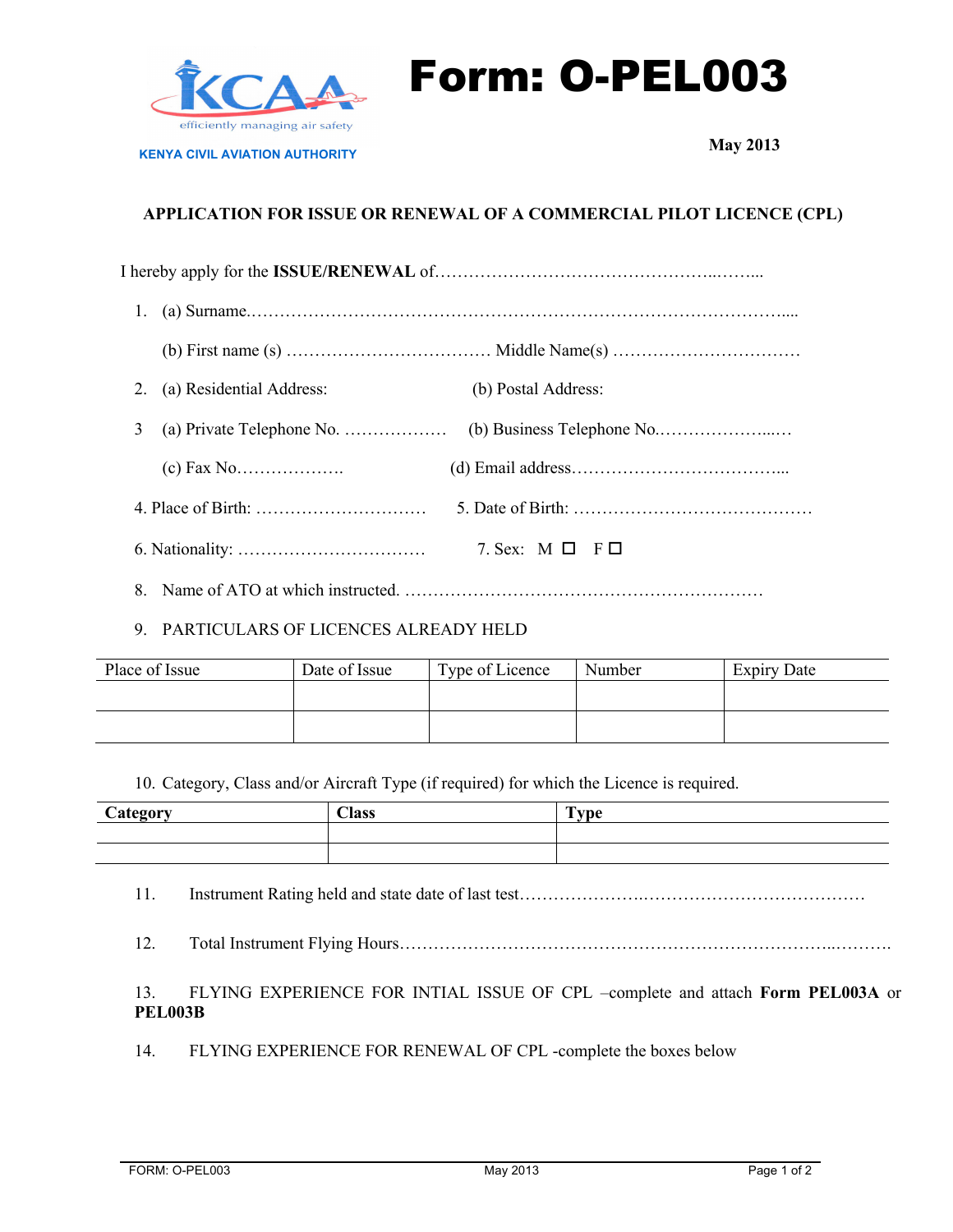KCAA

efficiently managing air safety

KENYA CIVIL AVIATION AUTHORITY

# Form: O-PEL003

**May 2013**

## APPLICATION FOR ISSUE OR RENEWAL OF A COMMERCIAL PILOT LICENCE (CPL)

I hereby apply for the **ISSUE/RENEWAL** of……………………………………………..……...

1. (a) Surname……………………………………………………………………………………....

   (b) First name (s) ……………………………… Middle Name(s) ……………………………

2. (a) Residential Address: (b) Postal Address:

3. (a) Private Telephone No. ……………… (b) Business Telephone No.………………...…

   (c) Fax No………………. (d) Email address………………………………...

4. Place of Birth: ………………………… 5. Date of Birth: ……………………………………

6. Nationality: …………………………… 7. Sex: M ☐ F ☐

8. Name of ATO at which instructed. ……………………………………………………

9. PARTICULARS OF LICENCES ALREADY HELD

| Place of Issue | Date of Issue | Type of Licence | Number | Expiry Date |
|---|---|---|---|---|
| | | | | |
| | | | | |

10. Category, Class and/or Aircraft Type (if required) for which the Licence is required.

| **Category** | **Class** | **Type** |
|---|---|---|
| | | |
| | | |

11. Instrument Rating held and state date of last test…………………….………………………………

12. Total Instrument Flying Hours…………………………………………………………………..……….

13. FLYING EXPERIENCE FOR INTIAL ISSUE OF CPL –complete and attach **Form PEL003A** or **PEL003B**

14. FLYING EXPERIENCE FOR RENEWAL OF CPL -complete the boxes below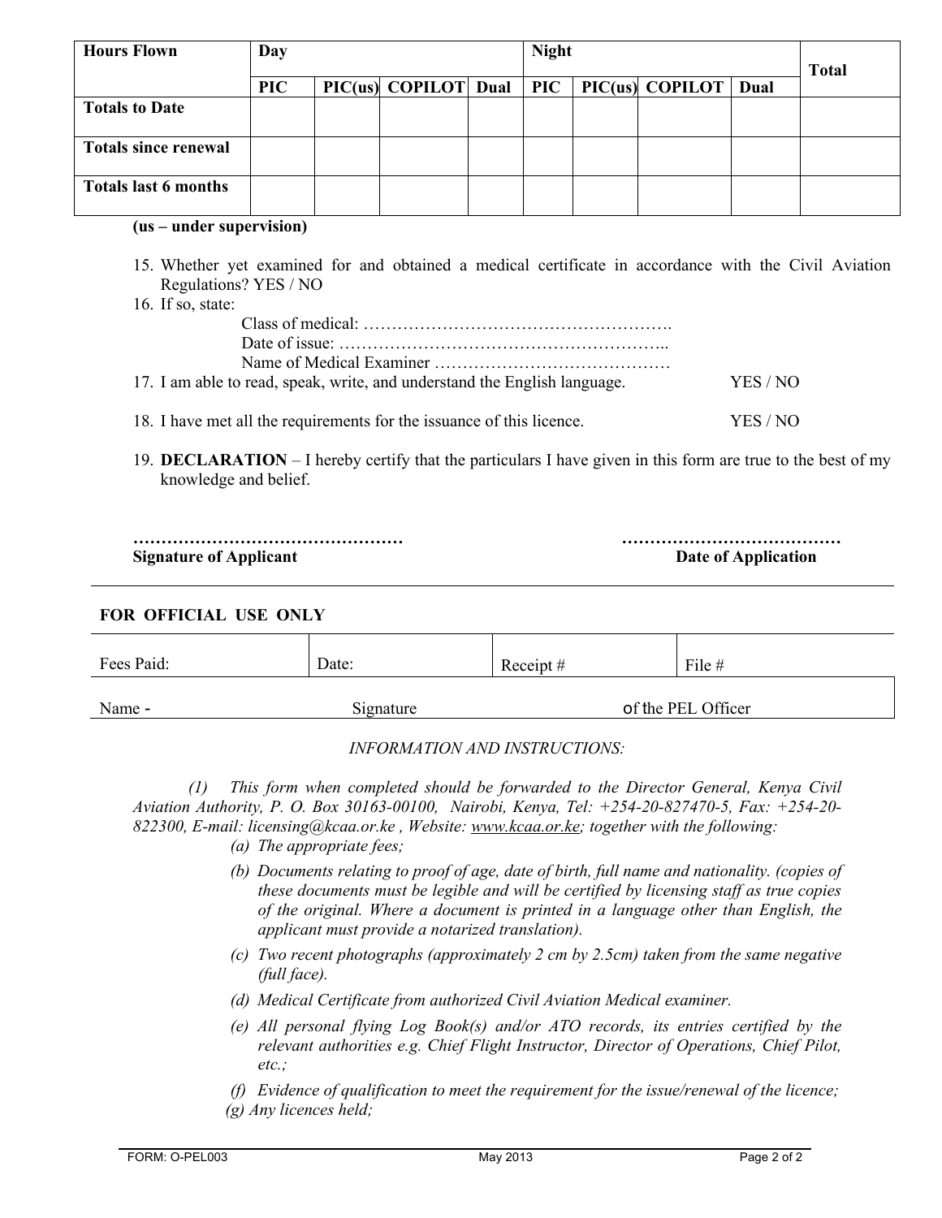| Hours Flown | Day | | | | Night | | | | Total |
|---|---|---|---|---|---|---|---|---|---|
| | PIC | PIC(us) | COPILOT | Dual | PIC | PIC(us) | COPILOT | Dual | |
| Totals to Date | | | | | | | | | |
| Totals since renewal | | | | | | | | | |
| Totals last 6 months | | | | | | | | | |

**(us – under supervision)**

15. Whether yet examined for and obtained a medical certificate in accordance with the Civil Aviation Regulations? YES / NO
16. If so, state:
    - Class of medical: ……………………………………………….
    - Date of issue: …………………………………………………..
    - Name of Medical Examiner ……………………………………
17. I am able to read, speak, write, and understand the English language. YES / NO
18. I have met all the requirements for the issuance of this licence. YES / NO
19. **DECLARATION** – I hereby certify that the particulars I have given in this form are true to the best of my knowledge and belief.

………………………………………… …………………………………
**Signature of Applicant** **Date of Application**

---

**FOR OFFICIAL USE ONLY**

| Fees Paid: | Date: | Receipt # | File # |
|---|---|---|---|
| Name - | Signature | of the PEL Officer | |

*INFORMATION AND INSTRUCTIONS:*

*(1) This form when completed should be forwarded to the Director General, Kenya Civil Aviation Authority, P. O. Box 30163-00100, Nairobi, Kenya, Tel: +254-20-827470-5, Fax: +254-20-822300, E-mail: licensing@kcaa.or.ke , Website: www.kcaa.or.ke; together with the following:*

- *(a) The appropriate fees;*
- *(b) Documents relating to proof of age, date of birth, full name and nationality. (copies of these documents must be legible and will be certified by licensing staff as true copies of the original. Where a document is printed in a language other than English, the applicant must provide a notarized translation).*
- *(c) Two recent photographs (approximately 2 cm by 2.5cm) taken from the same negative (full face).*
- *(d) Medical Certificate from authorized Civil Aviation Medical examiner.*
- *(e) All personal flying Log Book(s) and/or ATO records, its entries certified by the relevant authorities e.g. Chief Flight Instructor, Director of Operations, Chief Pilot, etc.;*
- *(f) Evidence of qualification to meet the requirement for the issue/renewal of the licence;*
- *(g) Any licences held;*

FORM: O-PEL003 May 2013